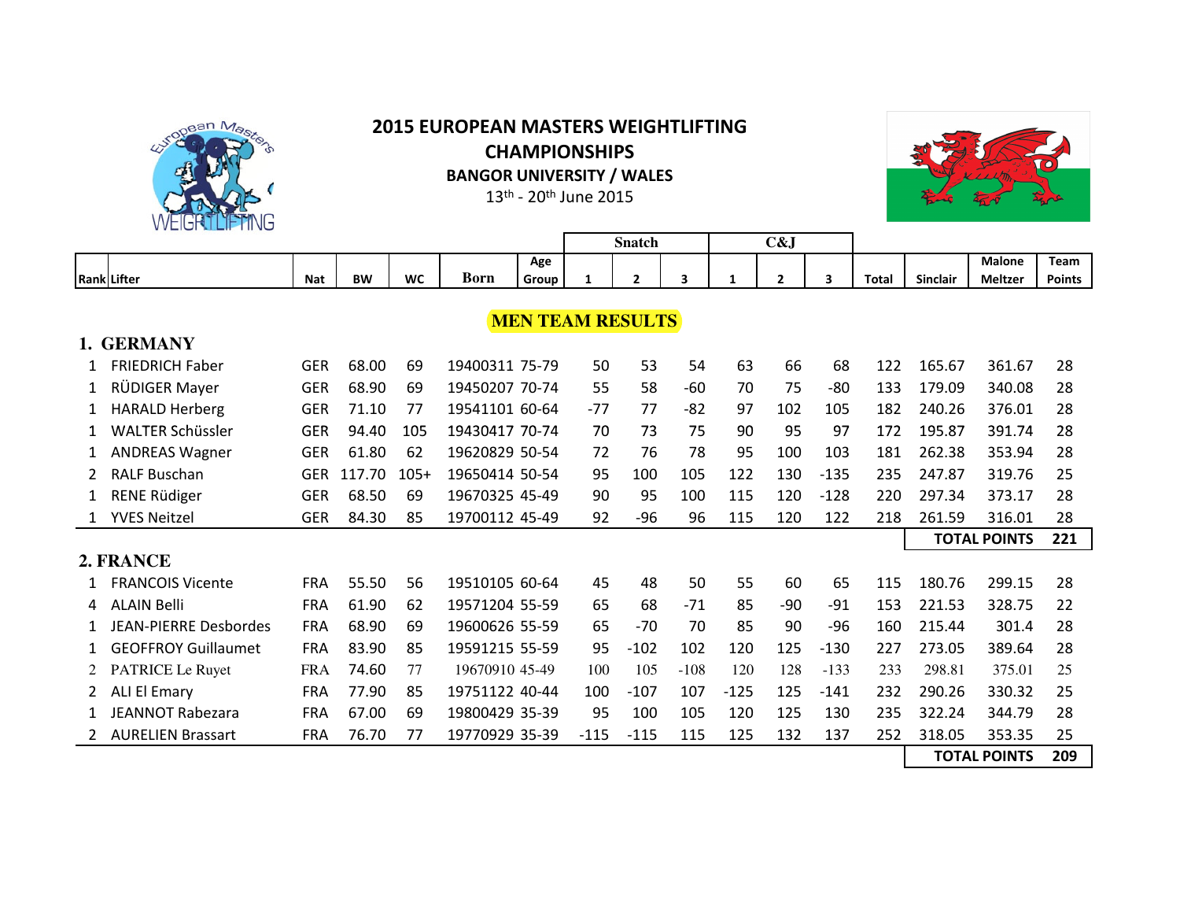# 2015 EUROPEAN MASTERS WEIGHTLIFTING CHAMPIONSHIPS

**BANGOR UNIVERSITY / WALES**

13th - 20th June 2015

## MEN TEAM RESULTS

| Rank | Lifter | Nat | BW | WC | Born | Age Group | Snatch 1 | Snatch 2 | Snatch 3 | C&J 1 | C&J 2 | C&J 3 | Total | Sinclair | Malone Meltzer | Team Points |
|---|---|---|---|---|---|---|---|---|---|---|---|---|---|---|---|---|
| **1. GERMANY** | | | | | | | | | | | | | | | | |
| 1 | FRIEDRICH Faber | GER | 68.00 | 69 | 19400311 | 75-79 | 50 | 53 | 54 | 63 | 66 | 68 | 122 | 165.67 | 361.67 | 28 |
| 1 | RÜDIGER Mayer | GER | 68.90 | 69 | 19450207 | 70-74 | 55 | 58 | -60 | 70 | 75 | -80 | 133 | 179.09 | 340.08 | 28 |
| 1 | HARALD Herberg | GER | 71.10 | 77 | 19541101 | 60-64 | -77 | 77 | -82 | 97 | 102 | 105 | 182 | 240.26 | 376.01 | 28 |
| 1 | WALTER Schüssler | GER | 94.40 | 105 | 19430417 | 70-74 | 70 | 73 | 75 | 90 | 95 | 97 | 172 | 195.87 | 391.74 | 28 |
| 1 | ANDREAS Wagner | GER | 61.80 | 62 | 19620829 | 50-54 | 72 | 76 | 78 | 95 | 100 | 103 | 181 | 262.38 | 353.94 | 28 |
| 2 | RALF Buschan | GER | 117.70 | 105+ | 19650414 | 50-54 | 95 | 100 | 105 | 122 | 130 | -135 | 235 | 247.87 | 319.76 | 25 |
| 1 | RENE Rüdiger | GER | 68.50 | 69 | 19670325 | 45-49 | 90 | 95 | 100 | 115 | 120 | -128 | 220 | 297.34 | 373.17 | 28 |
| 1 | YVES Neitzel | GER | 84.30 | 85 | 19700112 | 45-49 | 92 | -96 | 96 | 115 | 120 | 122 | 218 | 261.59 | 316.01 | 28 |
| | | | | | | | | | | | | | | | **TOTAL POINTS** | **221** |
| **2. FRANCE** | | | | | | | | | | | | | | | | |
| 1 | FRANCOIS Vicente | FRA | 55.50 | 56 | 19510105 | 60-64 | 45 | 48 | 50 | 55 | 60 | 65 | 115 | 180.76 | 299.15 | 28 |
| 4 | ALAIN Belli | FRA | 61.90 | 62 | 19571204 | 55-59 | 65 | 68 | -71 | 85 | -90 | -91 | 153 | 221.53 | 328.75 | 22 |
| 1 | JEAN-PIERRE Desbordes | FRA | 68.90 | 69 | 19600626 | 55-59 | 65 | -70 | 70 | 85 | 90 | -96 | 160 | 215.44 | 301.4 | 28 |
| 1 | GEOFFROY Guillaumet | FRA | 83.90 | 85 | 19591215 | 55-59 | 95 | -102 | 102 | 120 | 125 | -130 | 227 | 273.05 | 389.64 | 28 |
| 2 | PATRICE Le Ruyet | FRA | 74.60 | 77 | 19670910 | 45-49 | 100 | 105 | -108 | 120 | 128 | -133 | 233 | 298.81 | 375.01 | 25 |
| 2 | ALI El Emary | FRA | 77.90 | 85 | 19751122 | 40-44 | 100 | -107 | 107 | -125 | 125 | -141 | 232 | 290.26 | 330.32 | 25 |
| 1 | JEANNOT Rabezara | FRA | 67.00 | 69 | 19800429 | 35-39 | 95 | 100 | 105 | 120 | 125 | 130 | 235 | 322.24 | 344.79 | 28 |
| 2 | AURELIEN Brassart | FRA | 76.70 | 77 | 19770929 | 35-39 | -115 | -115 | 115 | 125 | 132 | 137 | 252 | 318.05 | 353.35 | 25 |
| | | | | | | | | | | | | | | | **TOTAL POINTS** | **209** |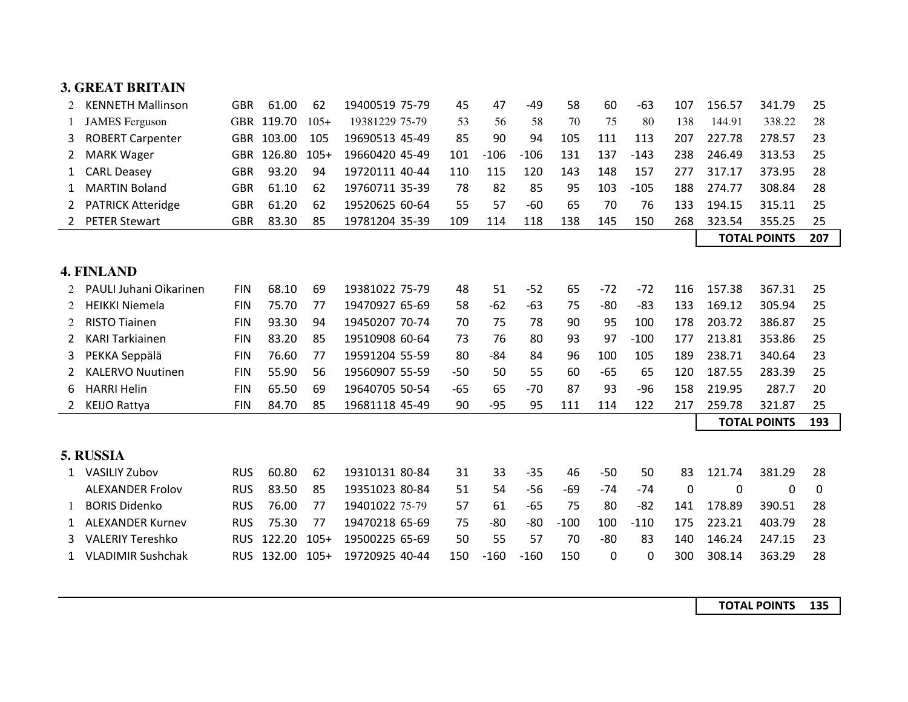### 3. GREAT BRITAIN

| | | | | | | | | | | | | | | | | | |
|---|---|---|---|---|---|---|---|---|---|---|---|---|---|---|---|---|---|
| 2 | KENNETH Mallinson | GBR | 61.00 | 62 | 19400519 | 75-79 | 45 | 47 | -49 | 58 | 60 | -63 | 107 | 156.57 | 341.79 | 25 |
| 1 | JAMES Ferguson | GBR | 119.70 | 105+ | 19381229 | 75-79 | 53 | 56 | 58 | 70 | 75 | 80 | 138 | 144.91 | 338.22 | 28 |
| 3 | ROBERT Carpenter | GBR | 103.00 | 105 | 19690513 | 45-49 | 85 | 90 | 94 | 105 | 111 | 113 | 207 | 227.78 | 278.57 | 23 |
| 2 | MARK Wager | GBR | 126.80 | 105+ | 19660420 | 45-49 | 101 | -106 | -106 | 131 | 137 | -143 | 238 | 246.49 | 313.53 | 25 |
| 1 | CARL Deasey | GBR | 93.20 | 94 | 19720111 | 40-44 | 110 | 115 | 120 | 143 | 148 | 157 | 277 | 317.17 | 373.95 | 28 |
| 1 | MARTIN Boland | GBR | 61.10 | 62 | 19760711 | 35-39 | 78 | 82 | 85 | 95 | 103 | -105 | 188 | 274.77 | 308.84 | 28 |
| 2 | PATRICK Atteridge | GBR | 61.20 | 62 | 19520625 | 60-64 | 55 | 57 | -60 | 65 | 70 | 76 | 133 | 194.15 | 315.11 | 25 |
| 2 | PETER Stewart | GBR | 83.30 | 85 | 19781204 | 35-39 | 109 | 114 | 118 | 138 | 145 | 150 | 268 | 323.54 | 355.25 | 25 |
| | | | | | | | | | | | | | | | **TOTAL POINTS** | **207** |

### 4. FINLAND

| | | | | | | | | | | | | | | | | |
|---|---|---|---|---|---|---|---|---|---|---|---|---|---|---|---|---|
| 2 | PAULI Juhani Oikarinen | FIN | 68.10 | 69 | 19381022 | 75-79 | 48 | 51 | -52 | 65 | -72 | -72 | 116 | 157.38 | 367.31 | 25 |
| 2 | HEIKKI Niemela | FIN | 75.70 | 77 | 19470927 | 65-69 | 58 | -62 | -63 | 75 | -80 | -83 | 133 | 169.12 | 305.94 | 25 |
| 2 | RISTO Tiainen | FIN | 93.30 | 94 | 19450207 | 70-74 | 70 | 75 | 78 | 90 | 95 | 100 | 178 | 203.72 | 386.87 | 25 |
| 2 | KARI Tarkiainen | FIN | 83.20 | 85 | 19510908 | 60-64 | 73 | 76 | 80 | 93 | 97 | -100 | 177 | 213.81 | 353.86 | 25 |
| 3 | PEKKA Seppälä | FIN | 76.60 | 77 | 19591204 | 55-59 | 80 | -84 | 84 | 96 | 100 | 105 | 189 | 238.71 | 340.64 | 23 |
| 2 | KALERVO Nuutinen | FIN | 55.90 | 56 | 19560907 | 55-59 | -50 | 50 | 55 | 60 | -65 | 65 | 120 | 187.55 | 283.39 | 25 |
| 6 | HARRI Helin | FIN | 65.50 | 69 | 19640705 | 50-54 | -65 | 65 | -70 | 87 | 93 | -96 | 158 | 219.95 | 287.7 | 20 |
| 2 | KEIJO Rattya | FIN | 84.70 | 85 | 19681118 | 45-49 | 90 | -95 | 95 | 111 | 114 | 122 | 217 | 259.78 | 321.87 | 25 |
| | | | | | | | | | | | | | | | **TOTAL POINTS** | **193** |

### 5. RUSSIA

| | | | | | | | | | | | | | | | | |
|---|---|---|---|---|---|---|---|---|---|---|---|---|---|---|---|---|
| 1 | VASILIY Zubov | RUS | 60.80 | 62 | 19310131 | 80-84 | 31 | 33 | -35 | 46 | -50 | 50 | 83 | 121.74 | 381.29 | 28 |
| | ALEXANDER Frolov | RUS | 83.50 | 85 | 19351023 | 80-84 | 51 | 54 | -56 | -69 | -74 | -74 | 0 | 0 | 0 | 0 |
| 1 | BORIS Didenko | RUS | 76.00 | 77 | 19401022 | 75-79 | 57 | 61 | -65 | 75 | 80 | -82 | 141 | 178.89 | 390.51 | 28 |
| 1 | ALEXANDER Kurnev | RUS | 75.30 | 77 | 19470218 | 65-69 | 75 | -80 | -80 | -100 | 100 | -110 | 175 | 223.21 | 403.79 | 28 |
| 3 | VALERIY Tereshko | RUS | 122.20 | 105+ | 19500225 | 65-69 | 50 | 55 | 57 | 70 | -80 | 83 | 140 | 146.24 | 247.15 | 23 |
| 1 | VLADIMIR Sushchak | RUS | 132.00 | 105+ | 19720925 | 40-44 | 150 | -160 | -160 | 150 | 0 | 0 | 300 | 308.14 | 363.29 | 28 |
| | | | | | | | | | | | | | | | **TOTAL POINTS** | **135** |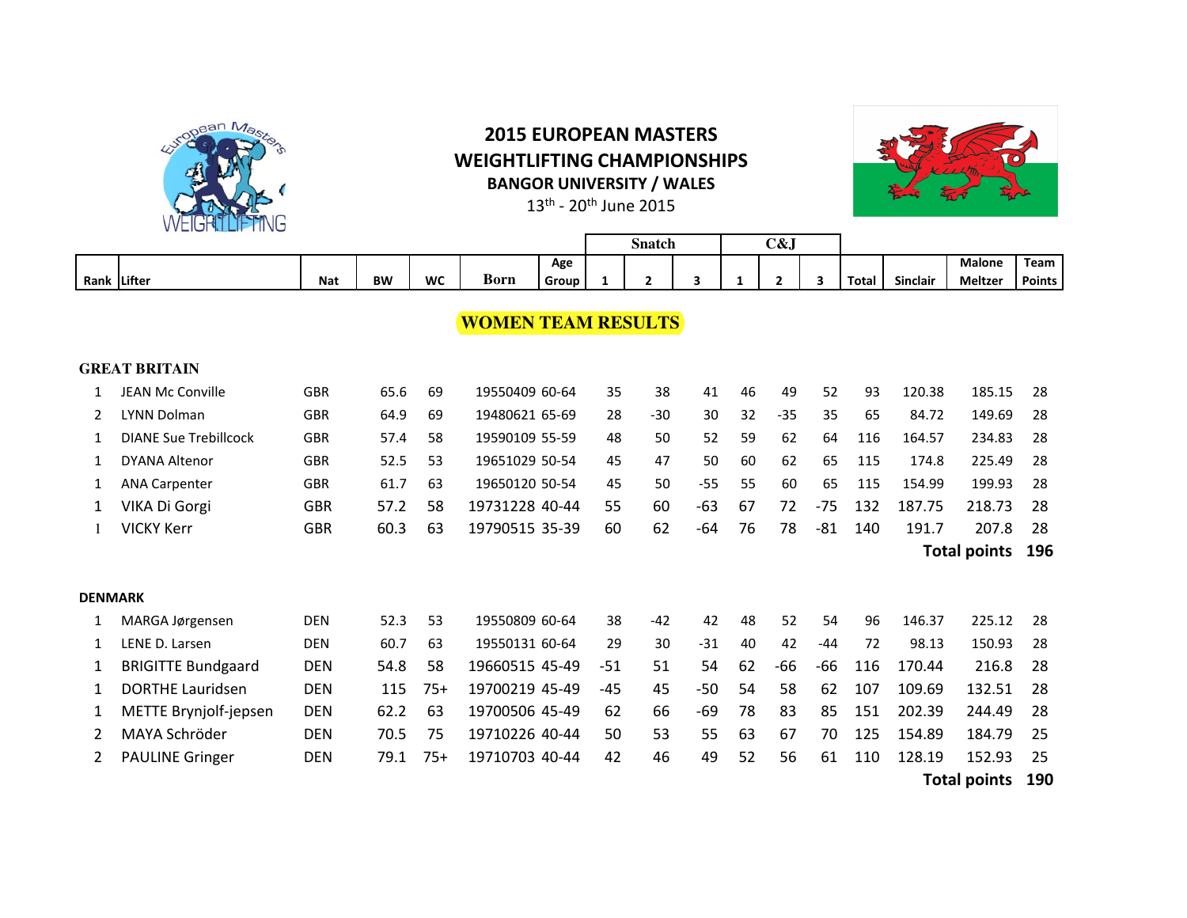# 2015 EUROPEAN MASTERS WEIGHTLIFTING CHAMPIONSHIPS

## BANGOR UNIVERSITY / WALES

13th - 20th June 2015

## WOMEN TEAM RESULTS

| Rank | Lifter | Nat | BW | WC | Born | Age Group | Snatch 1 | Snatch 2 | Snatch 3 | C&J 1 | C&J 2 | C&J 3 | Total | Sinclair | Malone Meltzer | Team Points |
|---|---|---|---|---|---|---|---|---|---|---|---|---|---|---|---|---|
| **GREAT BRITAIN** | | | | | | | | | | | | | | | | |
| 1 | JEAN Mc Conville | GBR | 65.6 | 69 | 19550409 | 60-64 | 35 | 38 | 41 | 46 | 49 | 52 | 93 | 120.38 | 185.15 | 28 |
| 2 | LYNN Dolman | GBR | 64.9 | 69 | 19480621 | 65-69 | 28 | -30 | 30 | 32 | -35 | 35 | 65 | 84.72 | 149.69 | 28 |
| 1 | DIANE Sue Trebillcock | GBR | 57.4 | 58 | 19590109 | 55-59 | 48 | 50 | 52 | 59 | 62 | 64 | 116 | 164.57 | 234.83 | 28 |
| 1 | DYANA Altenor | GBR | 52.5 | 53 | 19651029 | 50-54 | 45 | 47 | 50 | 60 | 62 | 65 | 115 | 174.8 | 225.49 | 28 |
| 1 | ANA Carpenter | GBR | 61.7 | 63 | 19650120 | 50-54 | 45 | 50 | -55 | 55 | 60 | 65 | 115 | 154.99 | 199.93 | 28 |
| 1 | VIKA Di Gorgi | GBR | 57.2 | 58 | 19731228 | 40-44 | 55 | 60 | -63 | 67 | 72 | -75 | 132 | 187.75 | 218.73 | 28 |
| 1 | VICKY Kerr | GBR | 60.3 | 63 | 19790515 | 35-39 | 60 | 62 | -64 | 76 | 78 | -81 | 140 | 191.7 | 207.8 | 28 |
| | | | | | | | | | | | | | | | **Total points** | **196** |
| **DENMARK** | | | | | | | | | | | | | | | | |
| 1 | MARGA Jørgensen | DEN | 52.3 | 53 | 19550809 | 60-64 | 38 | -42 | 42 | 48 | 52 | 54 | 96 | 146.37 | 225.12 | 28 |
| 1 | LENE D. Larsen | DEN | 60.7 | 63 | 19550131 | 60-64 | 29 | 30 | -31 | 40 | 42 | -44 | 72 | 98.13 | 150.93 | 28 |
| 1 | BRIGITTE Bundgaard | DEN | 54.8 | 58 | 19660515 | 45-49 | -51 | 51 | 54 | 62 | -66 | -66 | 116 | 170.44 | 216.8 | 28 |
| 1 | DORTHE Lauridsen | DEN | 115 | 75+ | 19700219 | 45-49 | -45 | 45 | -50 | 54 | 58 | 62 | 107 | 109.69 | 132.51 | 28 |
| 1 | METTE Brynjolf-jepsen | DEN | 62.2 | 63 | 19700506 | 45-49 | 62 | 66 | -69 | 78 | 83 | 85 | 151 | 202.39 | 244.49 | 28 |
| 2 | MAYA Schröder | DEN | 70.5 | 75 | 19710226 | 40-44 | 50 | 53 | 55 | 63 | 67 | 70 | 125 | 154.89 | 184.79 | 25 |
| 2 | PAULINE Gringer | DEN | 79.1 | 75+ | 19710703 | 40-44 | 42 | 46 | 49 | 52 | 56 | 61 | 110 | 128.19 | 152.93 | 25 |
| | | | | | | | | | | | | | | | **Total points** | **190** |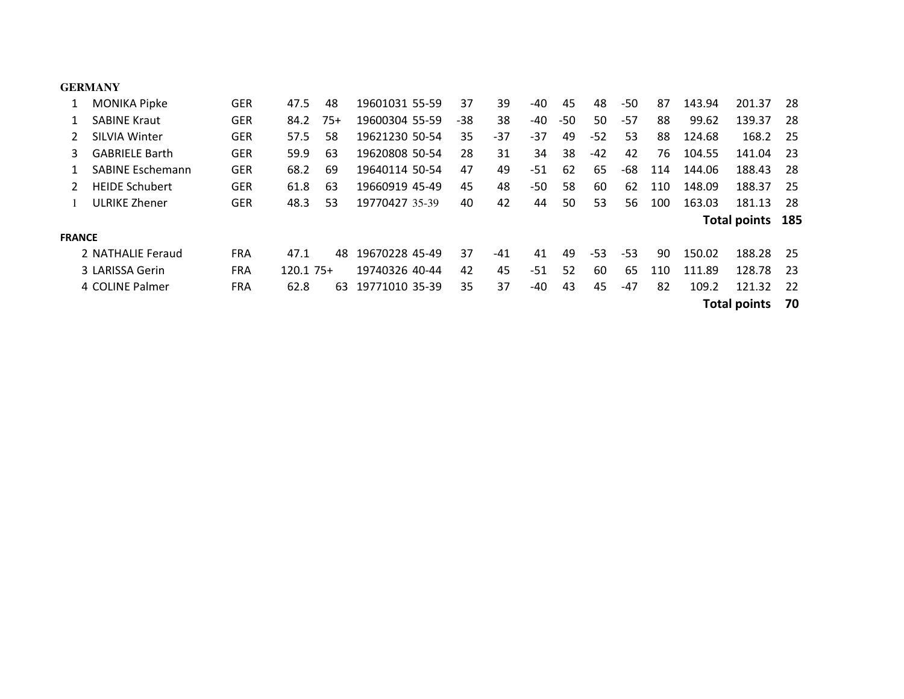**GERMANY**

| | | | | | | | | | | | | | | | | | |
|---|---|---|---|---|---|---|---|---|---|---|---|---|---|---|---|---|---|
| 1 | MONIKA Pipke | GER | 47.5 | 48 | 19601031 | 55-59 | 37 | 39 | -40 | 45 | 48 | -50 | 87 | 143.94 | 201.37 | 28 |
| 1 | SABINE Kraut | GER | 84.2 | 75+ | 19600304 | 55-59 | -38 | 38 | -40 | -50 | 50 | -57 | 88 | 99.62 | 139.37 | 28 |
| 2 | SILVIA Winter | GER | 57.5 | 58 | 19621230 | 50-54 | 35 | -37 | -37 | 49 | -52 | 53 | 88 | 124.68 | 168.2 | 25 |
| 3 | GABRIELE Barth | GER | 59.9 | 63 | 19620808 | 50-54 | 28 | 31 | 34 | 38 | -42 | 42 | 76 | 104.55 | 141.04 | 23 |
| 1 | SABINE Eschemann | GER | 68.2 | 69 | 19640114 | 50-54 | 47 | 49 | -51 | 62 | 65 | -68 | 114 | 144.06 | 188.43 | 28 |
| 2 | HEIDE Schubert | GER | 61.8 | 63 | 19660919 | 45-49 | 45 | 48 | -50 | 58 | 60 | 62 | 110 | 148.09 | 188.37 | 25 |
| 1 | ULRIKE Zhener | GER | 48.3 | 53 | 19770427 | 35-39 | 40 | 42 | 44 | 50 | 53 | 56 | 100 | 163.03 | 181.13 | 28 |
| | | | | | | | | | | | | | | | **Total points** | **185** |

**FRANCE**

| | | | | | | | | | | | | | | | | | |
|---|---|---|---|---|---|---|---|---|---|---|---|---|---|---|---|---|---|
| 2 | NATHALIE Feraud | FRA | 47.1 | 48 | 19670228 | 45-49 | 37 | -41 | 41 | 49 | -53 | -53 | 90 | 150.02 | 188.28 | 25 |
| 3 | LARISSA Gerin | FRA | 120.1 | 75+ | 19740326 | 40-44 | 42 | 45 | -51 | 52 | 60 | 65 | 110 | 111.89 | 128.78 | 23 |
| 4 | COLINE Palmer | FRA | 62.8 | 63 | 19771010 | 35-39 | 35 | 37 | -40 | 43 | 45 | -47 | 82 | 109.2 | 121.32 | 22 |
| | | | | | | | | | | | | | | | **Total points** | **70** |